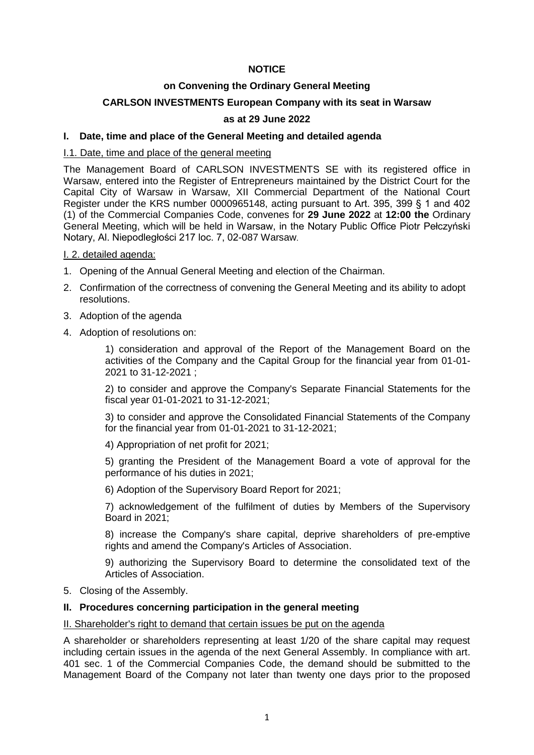**NOTICE**

**on Convening the Ordinary General Meeting**

**CARLSON INVESTMENTS European Company with its seat in Warsaw**

**as at 29 June 2022**

## I. Date, time and place of the General Meeting and detailed agenda

I.1. Date, time and place of the general meeting

The Management Board of CARLSON INVESTMENTS SE with its registered office in Warsaw, entered into the Register of Entrepreneurs maintained by the District Court for the Capital City of Warsaw in Warsaw, XII Commercial Department of the National Court Register under the KRS number 0000965148, acting pursuant to Art. 395, 399 § 1 and 402 (1) of the Commercial Companies Code, convenes for **29 June 2022** at **12:00 the** Ordinary General Meeting, which will be held in Warsaw, in the Notary Public Office Piotr Pełczyński Notary, Al. Niepodległości 217 loc. 7, 02-087 Warsaw.

I. 2. detailed agenda:

1. Opening of the Annual General Meeting and election of the Chairman.
2. Confirmation of the correctness of convening the General Meeting and its ability to adopt resolutions.
3. Adoption of the agenda
4. Adoption of resolutions on:

   1) consideration and approval of the Report of the Management Board on the activities of the Company and the Capital Group for the financial year from 01-01-2021 to 31-12-2021 ;

   2) to consider and approve the Company's Separate Financial Statements for the fiscal year 01-01-2021 to 31-12-2021;

   3) to consider and approve the Consolidated Financial Statements of the Company for the financial year from 01-01-2021 to 31-12-2021;

   4) Appropriation of net profit for 2021;

   5) granting the President of the Management Board a vote of approval for the performance of his duties in 2021;

   6) Adoption of the Supervisory Board Report for 2021;

   7) acknowledgement of the fulfilment of duties by Members of the Supervisory Board in 2021;

   8) increase the Company's share capital, deprive shareholders of pre-emptive rights and amend the Company's Articles of Association.

   9) authorizing the Supervisory Board to determine the consolidated text of the Articles of Association.
5. Closing of the Assembly.

## II. Procedures concerning participation in the general meeting

II. Shareholder's right to demand that certain issues be put on the agenda

A shareholder or shareholders representing at least 1/20 of the share capital may request including certain issues in the agenda of the next General Assembly. In compliance with art. 401 sec. 1 of the Commercial Companies Code, the demand should be submitted to the Management Board of the Company not later than twenty one days prior to the proposed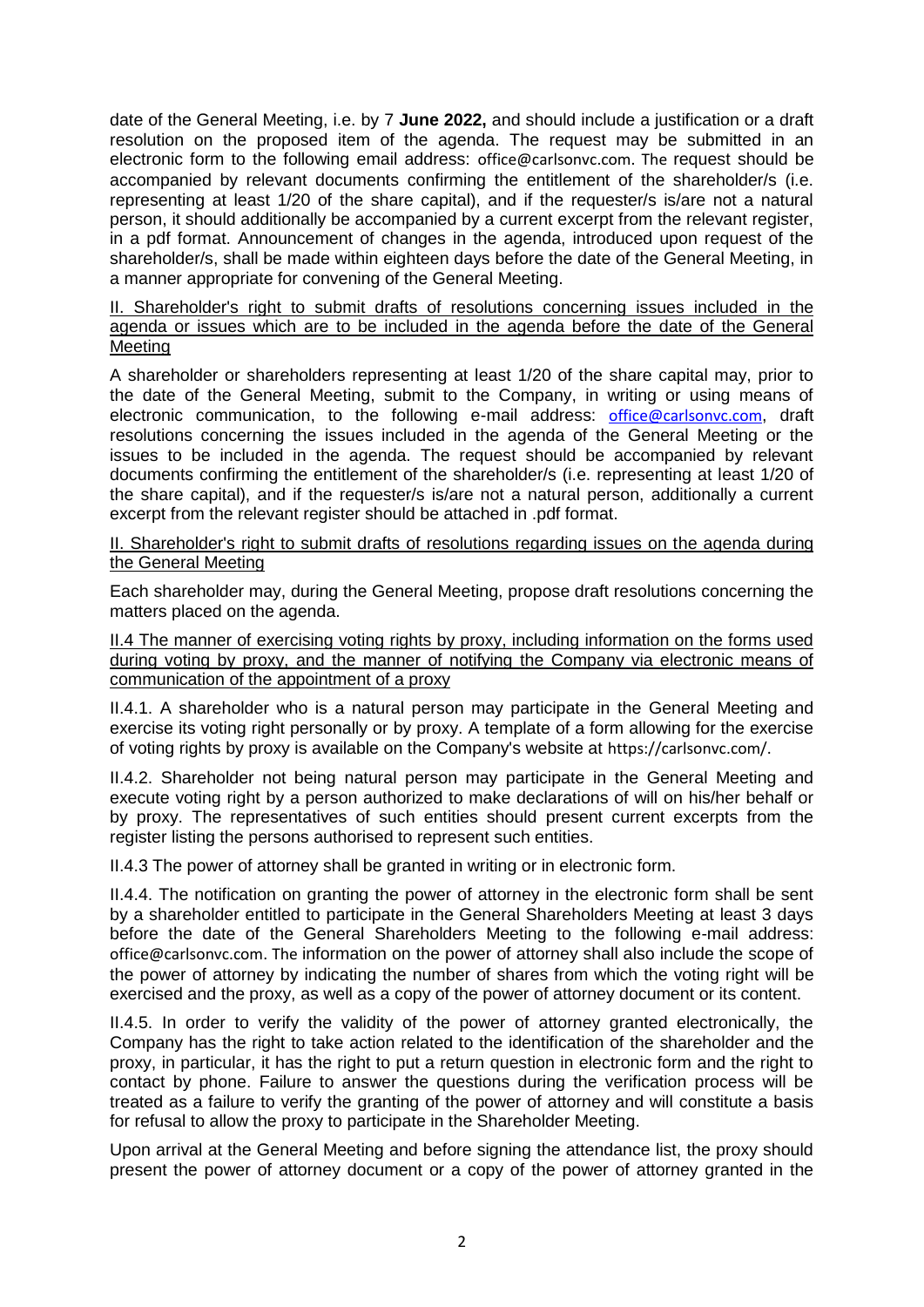date of the General Meeting, i.e. by 7 **June 2022,** and should include a justification or a draft resolution on the proposed item of the agenda. The request may be submitted in an electronic form to the following email address: office@carlsonvc.com. The request should be accompanied by relevant documents confirming the entitlement of the shareholder/s (i.e. representing at least 1/20 of the share capital), and if the requester/s is/are not a natural person, it should additionally be accompanied by a current excerpt from the relevant register, in a pdf format. Announcement of changes in the agenda, introduced upon request of the shareholder/s, shall be made within eighteen days before the date of the General Meeting, in a manner appropriate for convening of the General Meeting.

II. Shareholder's right to submit drafts of resolutions concerning issues included in the agenda or issues which are to be included in the agenda before the date of the General Meeting

A shareholder or shareholders representing at least 1/20 of the share capital may, prior to the date of the General Meeting, submit to the Company, in writing or using means of electronic communication, to the following e-mail address: office@carlsonvc.com, draft resolutions concerning the issues included in the agenda of the General Meeting or the issues to be included in the agenda. The request should be accompanied by relevant documents confirming the entitlement of the shareholder/s (i.e. representing at least 1/20 of the share capital), and if the requester/s is/are not a natural person, additionally a current excerpt from the relevant register should be attached in .pdf format.

II. Shareholder's right to submit drafts of resolutions regarding issues on the agenda during the General Meeting

Each shareholder may, during the General Meeting, propose draft resolutions concerning the matters placed on the agenda.

II.4 The manner of exercising voting rights by proxy, including information on the forms used during voting by proxy, and the manner of notifying the Company via electronic means of communication of the appointment of a proxy

II.4.1. A shareholder who is a natural person may participate in the General Meeting and exercise its voting right personally or by proxy. A template of a form allowing for the exercise of voting rights by proxy is available on the Company's website at https://carlsonvc.com/.

II.4.2. Shareholder not being natural person may participate in the General Meeting and execute voting right by a person authorized to make declarations of will on his/her behalf or by proxy. The representatives of such entities should present current excerpts from the register listing the persons authorised to represent such entities.

II.4.3 The power of attorney shall be granted in writing or in electronic form.

II.4.4. The notification on granting the power of attorney in the electronic form shall be sent by a shareholder entitled to participate in the General Shareholders Meeting at least 3 days before the date of the General Shareholders Meeting to the following e-mail address: office@carlsonvc.com. The information on the power of attorney shall also include the scope of the power of attorney by indicating the number of shares from which the voting right will be exercised and the proxy, as well as a copy of the power of attorney document or its content.

II.4.5. In order to verify the validity of the power of attorney granted electronically, the Company has the right to take action related to the identification of the shareholder and the proxy, in particular, it has the right to put a return question in electronic form and the right to contact by phone. Failure to answer the questions during the verification process will be treated as a failure to verify the granting of the power of attorney and will constitute a basis for refusal to allow the proxy to participate in the Shareholder Meeting.

Upon arrival at the General Meeting and before signing the attendance list, the proxy should present the power of attorney document or a copy of the power of attorney granted in the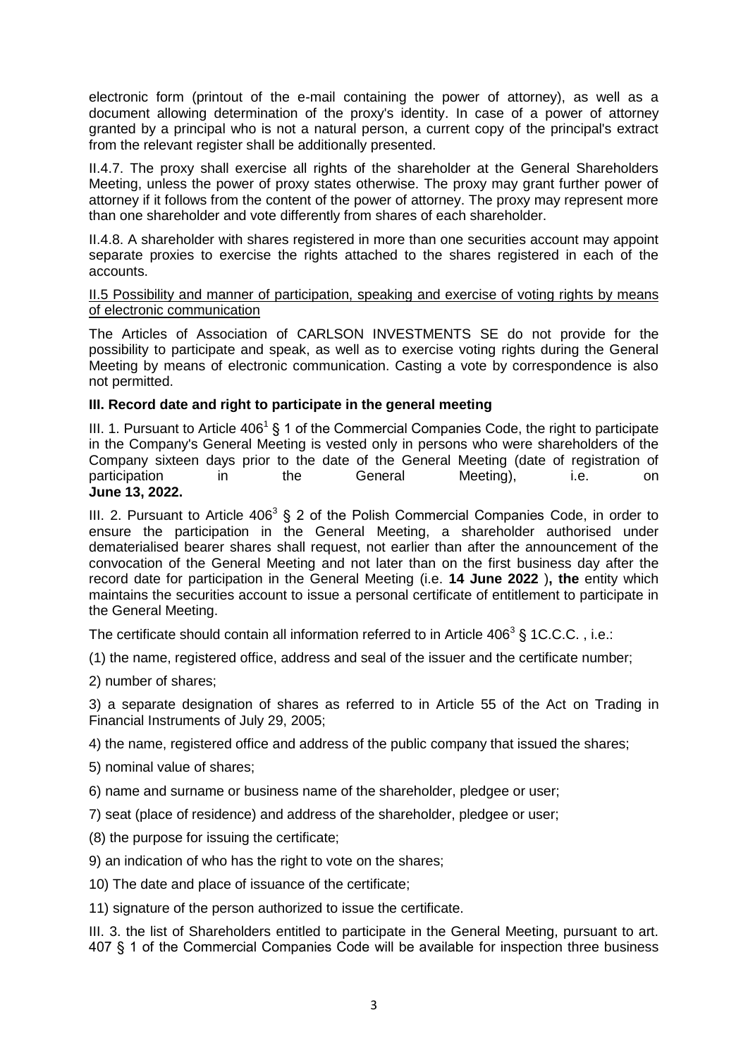electronic form (printout of the e-mail containing the power of attorney), as well as a document allowing determination of the proxy's identity. In case of a power of attorney granted by a principal who is not a natural person, a current copy of the principal's extract from the relevant register shall be additionally presented.

II.4.7. The proxy shall exercise all rights of the shareholder at the General Shareholders Meeting, unless the power of proxy states otherwise. The proxy may grant further power of attorney if it follows from the content of the power of attorney. The proxy may represent more than one shareholder and vote differently from shares of each shareholder.

II.4.8. A shareholder with shares registered in more than one securities account may appoint separate proxies to exercise the rights attached to the shares registered in each of the accounts.

II.5 Possibility and manner of participation, speaking and exercise of voting rights by means of electronic communication

The Articles of Association of CARLSON INVESTMENTS SE do not provide for the possibility to participate and speak, as well as to exercise voting rights during the General Meeting by means of electronic communication. Casting a vote by correspondence is also not permitted.

**III. Record date and right to participate in the general meeting**

III. 1. Pursuant to Article 406[1] § 1 of the Commercial Companies Code, the right to participate in the Company's General Meeting is vested only in persons who were shareholders of the Company sixteen days prior to the date of the General Meeting (date of registration of participation in the General Meeting), i.e. on **June 13, 2022.**

III. 2. Pursuant to Article 406[3] § 2 of the Polish Commercial Companies Code, in order to ensure the participation in the General Meeting, a shareholder authorised under dematerialised bearer shares shall request, not earlier than after the announcement of the convocation of the General Meeting and not later than on the first business day after the record date for participation in the General Meeting (i.e. **14 June 2022** )**, the** entity which maintains the securities account to issue a personal certificate of entitlement to participate in the General Meeting.

The certificate should contain all information referred to in Article 406[3] § 1C.C.C. , i.e.:

(1) the name, registered office, address and seal of the issuer and the certificate number;

2) number of shares;

3) a separate designation of shares as referred to in Article 55 of the Act on Trading in Financial Instruments of July 29, 2005;

4) the name, registered office and address of the public company that issued the shares;

5) nominal value of shares;

6) name and surname or business name of the shareholder, pledgee or user;

7) seat (place of residence) and address of the shareholder, pledgee or user;

(8) the purpose for issuing the certificate;

9) an indication of who has the right to vote on the shares;

10) The date and place of issuance of the certificate;

11) signature of the person authorized to issue the certificate.

III. 3. the list of Shareholders entitled to participate in the General Meeting, pursuant to art. 407 § 1 of the Commercial Companies Code will be available for inspection three business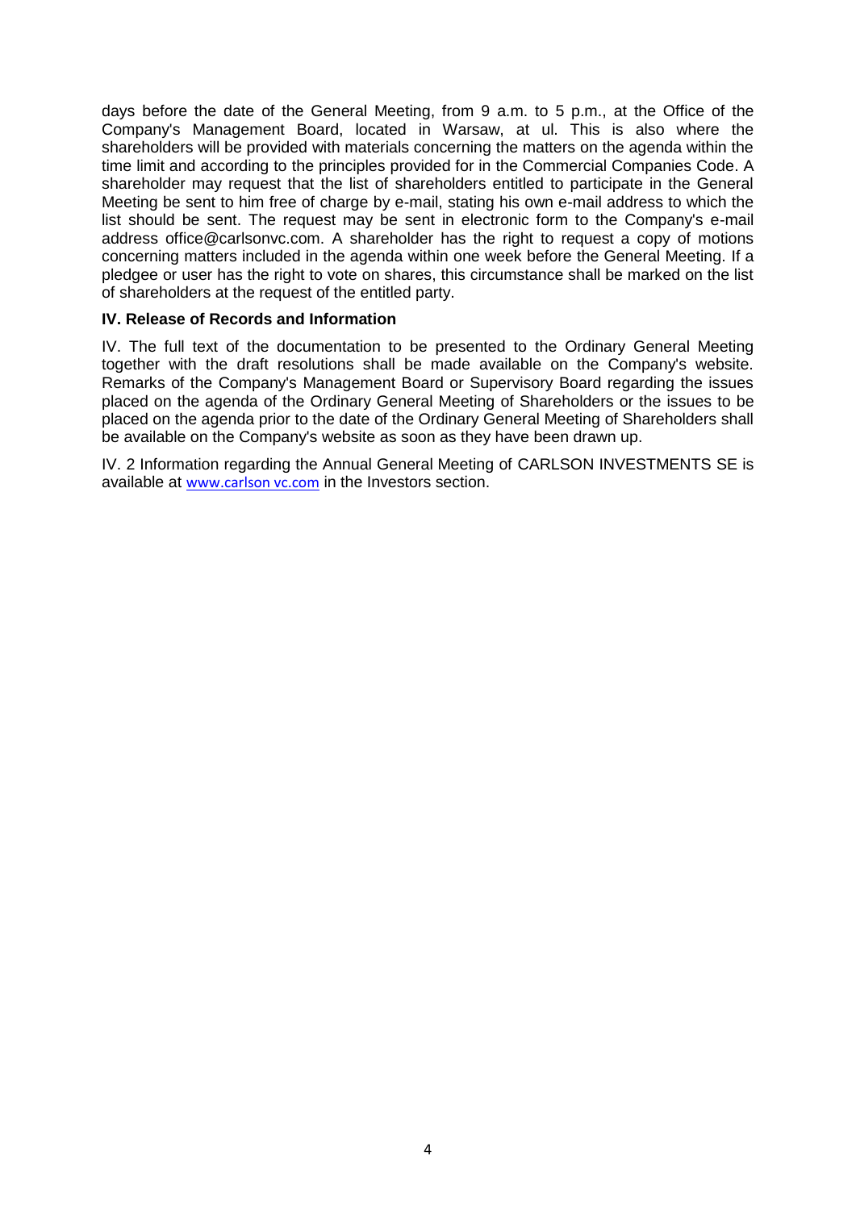days before the date of the General Meeting, from 9 a.m. to 5 p.m., at the Office of the Company's Management Board, located in Warsaw, at ul. This is also where the shareholders will be provided with materials concerning the matters on the agenda within the time limit and according to the principles provided for in the Commercial Companies Code. A shareholder may request that the list of shareholders entitled to participate in the General Meeting be sent to him free of charge by e-mail, stating his own e-mail address to which the list should be sent. The request may be sent in electronic form to the Company's e-mail address office@carlsonvc.com. A shareholder has the right to request a copy of motions concerning matters included in the agenda within one week before the General Meeting. If a pledgee or user has the right to vote on shares, this circumstance shall be marked on the list of shareholders at the request of the entitled party.

**IV. Release of Records and Information**

IV. The full text of the documentation to be presented to the Ordinary General Meeting together with the draft resolutions shall be made available on the Company's website. Remarks of the Company's Management Board or Supervisory Board regarding the issues placed on the agenda of the Ordinary General Meeting of Shareholders or the issues to be placed on the agenda prior to the date of the Ordinary General Meeting of Shareholders shall be available on the Company's website as soon as they have been drawn up.

IV. 2 Information regarding the Annual General Meeting of CARLSON INVESTMENTS SE is available at www.carlson vc.com in the Investors section.